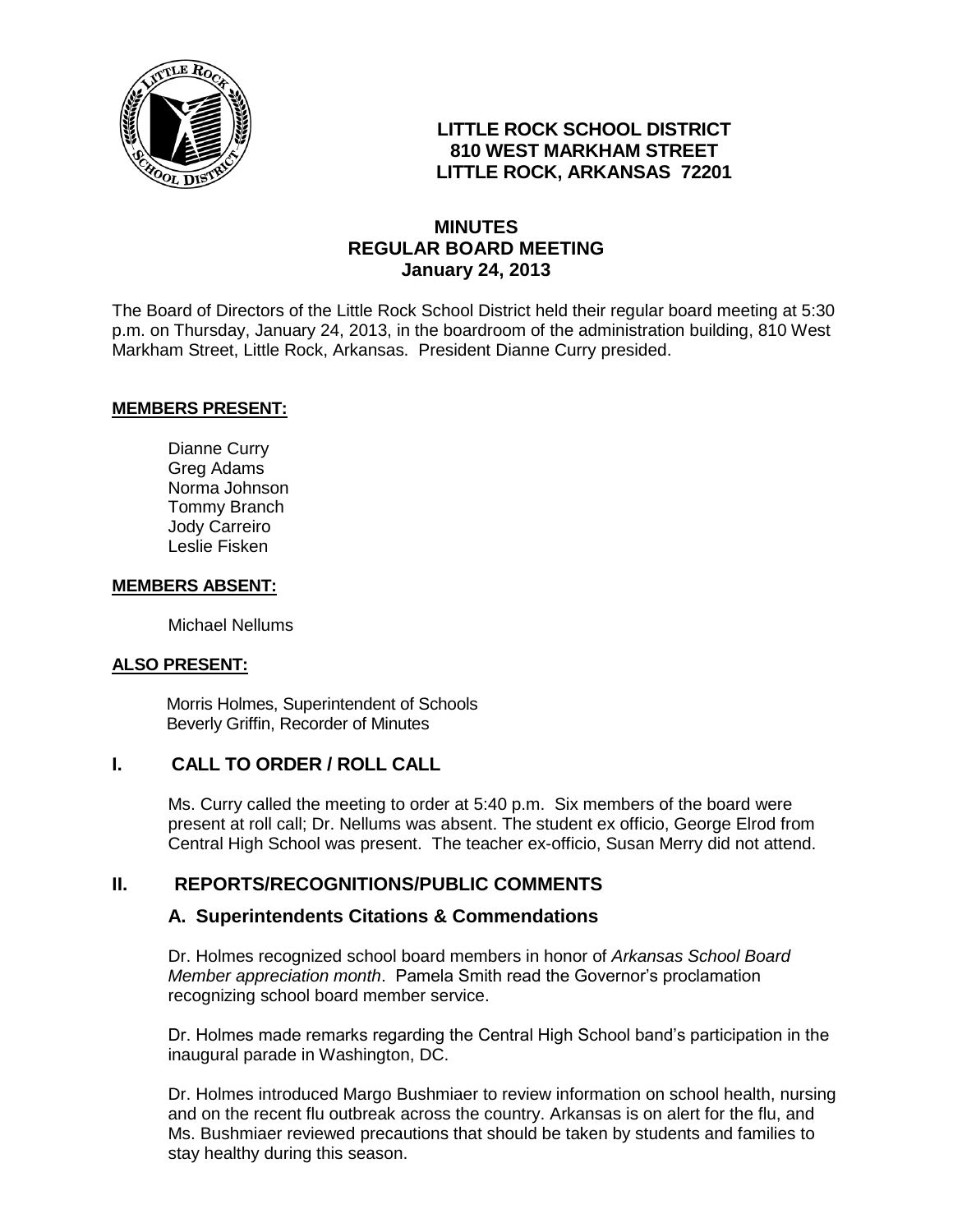**LITTLE ROCK SCHOOL DISTRICT**
**810 WEST MARKHAM STREET**
**LITTLE ROCK, ARKANSAS 72201**

# MINUTES
## REGULAR BOARD MEETING
### January 24, 2013

The Board of Directors of the Little Rock School District held their regular board meeting at 5:30 p.m. on Thursday, January 24, 2013, in the boardroom of the administration building, 810 West Markham Street, Little Rock, Arkansas. President Dianne Curry presided.

**MEMBERS PRESENT:**

Dianne Curry
Greg Adams
Norma Johnson
Tommy Branch
Jody Carreiro
Leslie Fisken

**MEMBERS ABSENT:**

Michael Nellums

**ALSO PRESENT:**

Morris Holmes, Superintendent of Schools
Beverly Griffin, Recorder of Minutes

## I. CALL TO ORDER / ROLL CALL

Ms. Curry called the meeting to order at 5:40 p.m. Six members of the board were present at roll call; Dr. Nellums was absent. The student ex officio, George Elrod from Central High School was present. The teacher ex-officio, Susan Merry did not attend.

## II. REPORTS/RECOGNITIONS/PUBLIC COMMENTS

### A. Superintendents Citations & Commendations

Dr. Holmes recognized school board members in honor of *Arkansas School Board Member appreciation month*. Pamela Smith read the Governor's proclamation recognizing school board member service.

Dr. Holmes made remarks regarding the Central High School band's participation in the inaugural parade in Washington, DC.

Dr. Holmes introduced Margo Bushmiaer to review information on school health, nursing and on the recent flu outbreak across the country. Arkansas is on alert for the flu, and Ms. Bushmiaer reviewed precautions that should be taken by students and families to stay healthy during this season.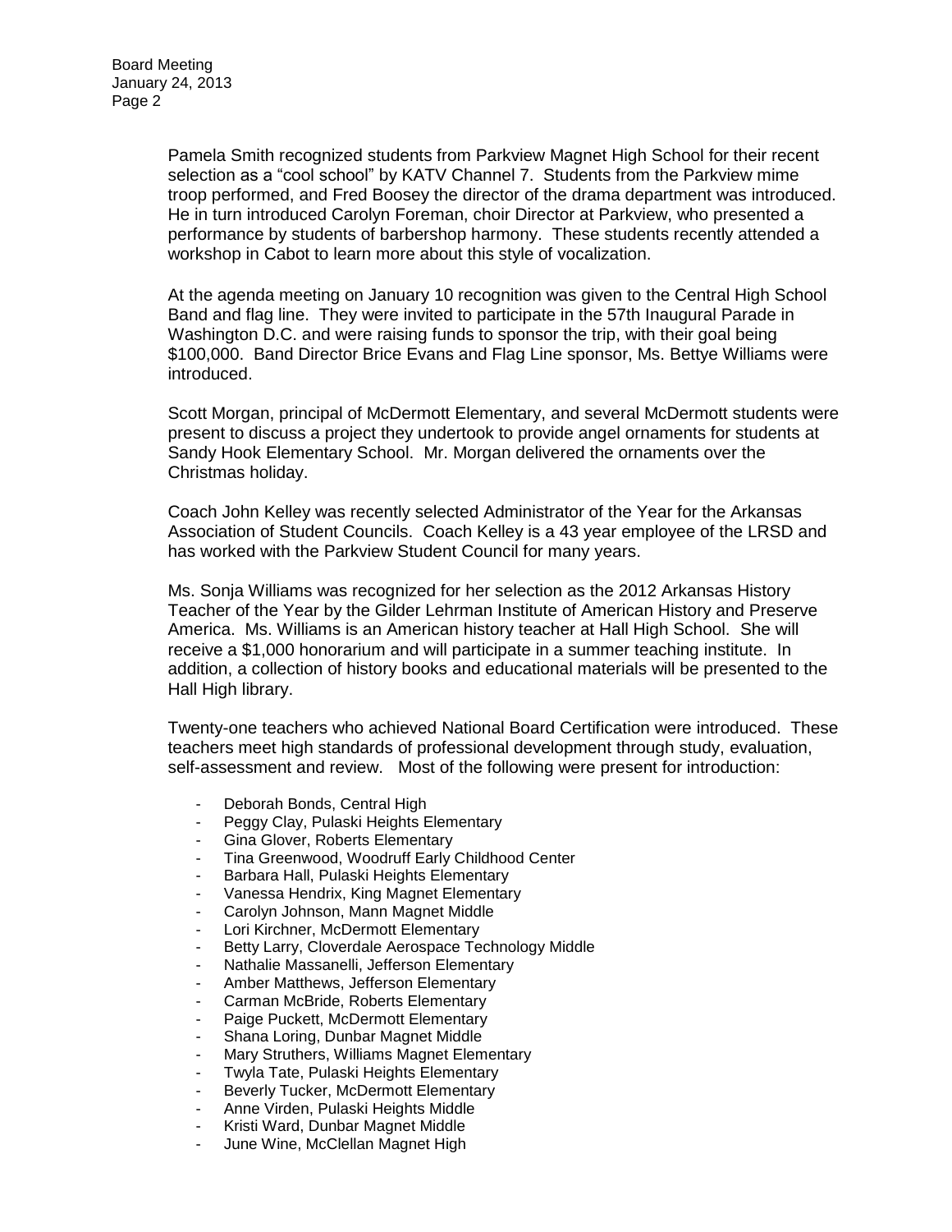Pamela Smith recognized students from Parkview Magnet High School for their recent selection as a "cool school" by KATV Channel 7. Students from the Parkview mime troop performed, and Fred Boosey the director of the drama department was introduced. He in turn introduced Carolyn Foreman, choir Director at Parkview, who presented a performance by students of barbershop harmony. These students recently attended a workshop in Cabot to learn more about this style of vocalization.

At the agenda meeting on January 10 recognition was given to the Central High School Band and flag line. They were invited to participate in the 57th Inaugural Parade in Washington D.C. and were raising funds to sponsor the trip, with their goal being $100,000. Band Director Brice Evans and Flag Line sponsor, Ms. Bettye Williams were introduced.

Scott Morgan, principal of McDermott Elementary, and several McDermott students were present to discuss a project they undertook to provide angel ornaments for students at Sandy Hook Elementary School. Mr. Morgan delivered the ornaments over the Christmas holiday.

Coach John Kelley was recently selected Administrator of the Year for the Arkansas Association of Student Councils. Coach Kelley is a 43 year employee of the LRSD and has worked with the Parkview Student Council for many years.

Ms. Sonja Williams was recognized for her selection as the 2012 Arkansas History Teacher of the Year by the Gilder Lehrman Institute of American History and Preserve America. Ms. Williams is an American history teacher at Hall High School. She will receive a $1,000 honorarium and will participate in a summer teaching institute. In addition, a collection of history books and educational materials will be presented to the Hall High library.

Twenty-one teachers who achieved National Board Certification were introduced. These teachers meet high standards of professional development through study, evaluation, self-assessment and review. Most of the following were present for introduction:

- Deborah Bonds, Central High
- Peggy Clay, Pulaski Heights Elementary
- Gina Glover, Roberts Elementary
- Tina Greenwood, Woodruff Early Childhood Center
- Barbara Hall, Pulaski Heights Elementary
- Vanessa Hendrix, King Magnet Elementary
- Carolyn Johnson, Mann Magnet Middle
- Lori Kirchner, McDermott Elementary
- Betty Larry, Cloverdale Aerospace Technology Middle
- Nathalie Massanelli, Jefferson Elementary
- Amber Matthews, Jefferson Elementary
- Carman McBride, Roberts Elementary
- Paige Puckett, McDermott Elementary
- Shana Loring, Dunbar Magnet Middle
- Mary Struthers, Williams Magnet Elementary
- Twyla Tate, Pulaski Heights Elementary
- Beverly Tucker, McDermott Elementary
- Anne Virden, Pulaski Heights Middle
- Kristi Ward, Dunbar Magnet Middle
- June Wine, McClellan Magnet High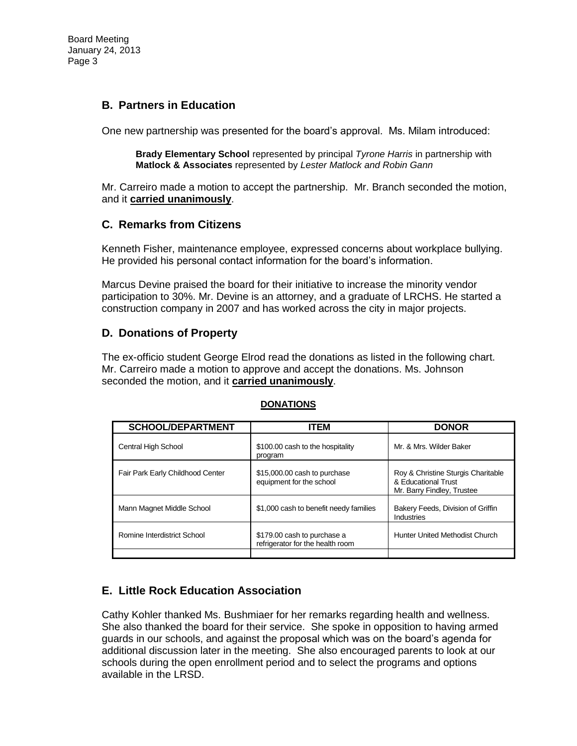## B. Partners in Education

One new partnership was presented for the board's approval. Ms. Milam introduced:

> **Brady Elementary School** represented by principal *Tyrone Harris* in partnership with **Matlock & Associates** represented by *Lester Matlock and Robin Gann*

Mr. Carreiro made a motion to accept the partnership. Mr. Branch seconded the motion, and it **carried unanimously**.

## C. Remarks from Citizens

Kenneth Fisher, maintenance employee, expressed concerns about workplace bullying. He provided his personal contact information for the board's information.

Marcus Devine praised the board for their initiative to increase the minority vendor participation to 30%. Mr. Devine is an attorney, and a graduate of LRCHS. He started a construction company in 2007 and has worked across the city in major projects.

## D. Donations of Property

The ex-officio student George Elrod read the donations as listed in the following chart. Mr. Carreiro made a motion to approve and accept the donations. Ms. Johnson seconded the motion, and it **carried unanimously**.

**DONATIONS**

| SCHOOL/DEPARTMENT | ITEM | DONOR |
|---|---|---|
| Central High School | $100.00 cash to the hospitality program | Mr. & Mrs. Wilder Baker |
| Fair Park Early Childhood Center | $15,000.00 cash to purchase equipment for the school | Roy & Christine Sturgis Charitable & Educational Trust<br>Mr. Barry Findley, Trustee |
| Mann Magnet Middle School | $1,000 cash to benefit needy families | Bakery Feeds, Division of Griffin Industries |
| Romine Interdistrict School | $179.00 cash to purchase a refrigerator for the health room | Hunter United Methodist Church |
| | | |

## E. Little Rock Education Association

Cathy Kohler thanked Ms. Bushmiaer for her remarks regarding health and wellness. She also thanked the board for their service. She spoke in opposition to having armed guards in our schools, and against the proposal which was on the board's agenda for additional discussion later in the meeting. She also encouraged parents to look at our schools during the open enrollment period and to select the programs and options available in the LRSD.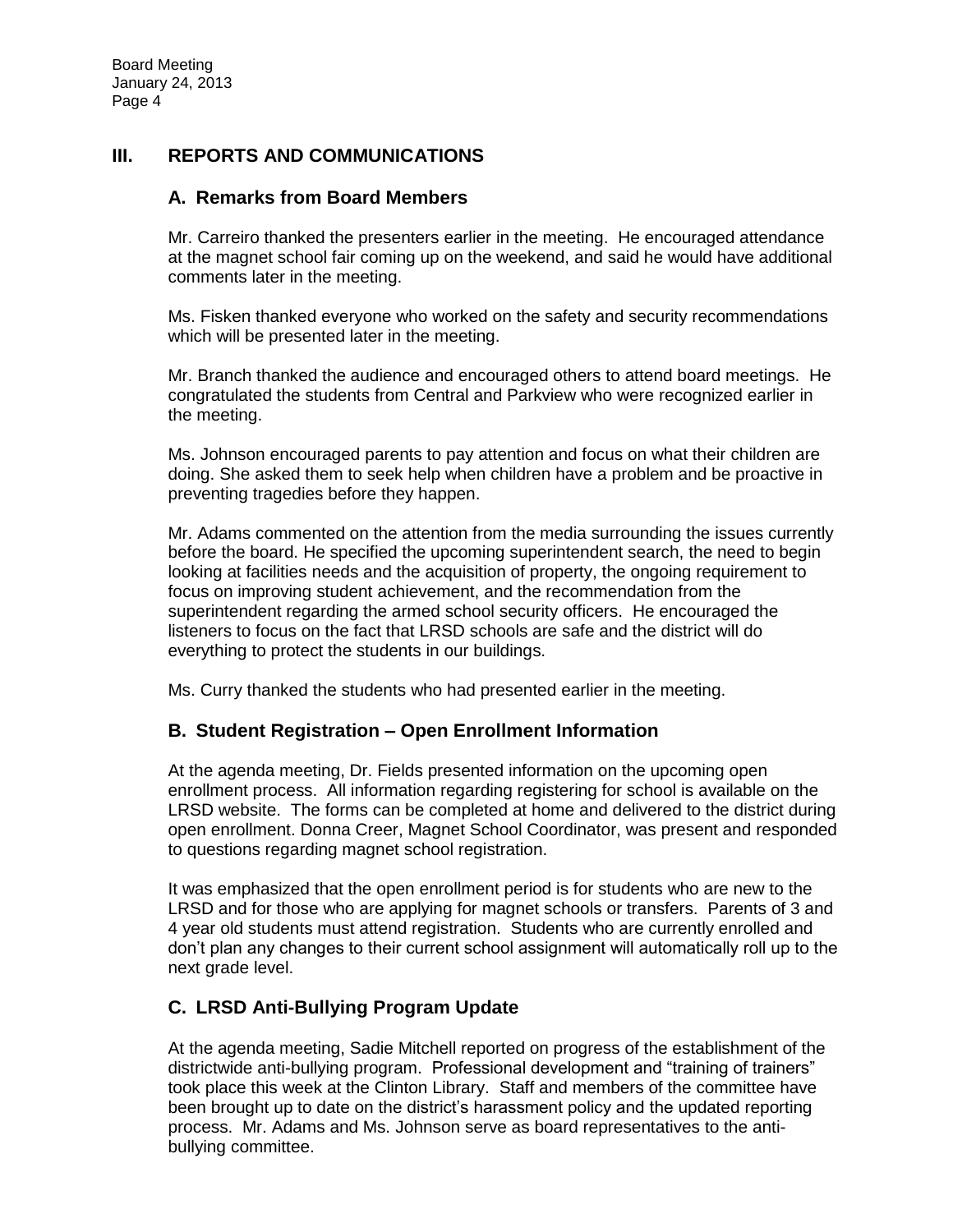## III. REPORTS AND COMMUNICATIONS

### A. Remarks from Board Members

Mr. Carreiro thanked the presenters earlier in the meeting. He encouraged attendance at the magnet school fair coming up on the weekend, and said he would have additional comments later in the meeting.

Ms. Fisken thanked everyone who worked on the safety and security recommendations which will be presented later in the meeting.

Mr. Branch thanked the audience and encouraged others to attend board meetings. He congratulated the students from Central and Parkview who were recognized earlier in the meeting.

Ms. Johnson encouraged parents to pay attention and focus on what their children are doing. She asked them to seek help when children have a problem and be proactive in preventing tragedies before they happen.

Mr. Adams commented on the attention from the media surrounding the issues currently before the board. He specified the upcoming superintendent search, the need to begin looking at facilities needs and the acquisition of property, the ongoing requirement to focus on improving student achievement, and the recommendation from the superintendent regarding the armed school security officers. He encouraged the listeners to focus on the fact that LRSD schools are safe and the district will do everything to protect the students in our buildings.

Ms. Curry thanked the students who had presented earlier in the meeting.

### B. Student Registration – Open Enrollment Information

At the agenda meeting, Dr. Fields presented information on the upcoming open enrollment process. All information regarding registering for school is available on the LRSD website. The forms can be completed at home and delivered to the district during open enrollment. Donna Creer, Magnet School Coordinator, was present and responded to questions regarding magnet school registration.

It was emphasized that the open enrollment period is for students who are new to the LRSD and for those who are applying for magnet schools or transfers. Parents of 3 and 4 year old students must attend registration. Students who are currently enrolled and don't plan any changes to their current school assignment will automatically roll up to the next grade level.

### C. LRSD Anti-Bullying Program Update

At the agenda meeting, Sadie Mitchell reported on progress of the establishment of the districtwide anti-bullying program. Professional development and "training of trainers" took place this week at the Clinton Library. Staff and members of the committee have been brought up to date on the district's harassment policy and the updated reporting process. Mr. Adams and Ms. Johnson serve as board representatives to the anti-bullying committee.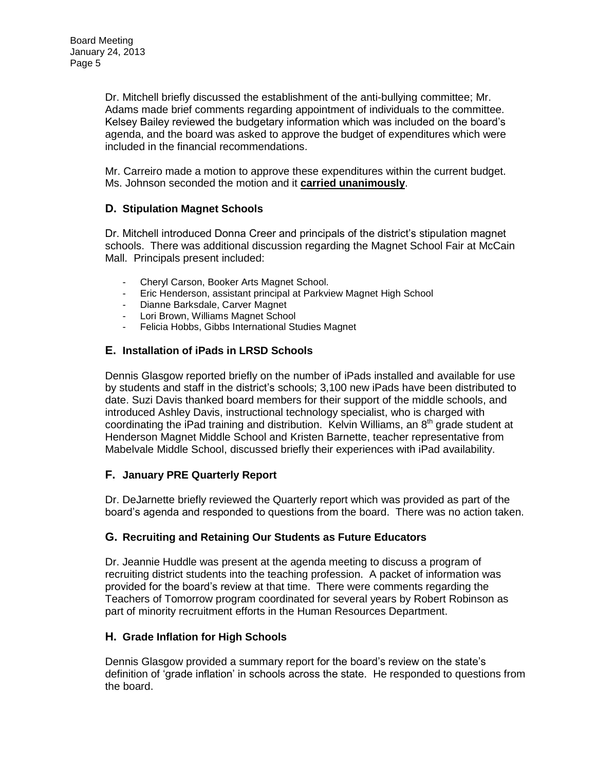Dr. Mitchell briefly discussed the establishment of the anti-bullying committee; Mr. Adams made brief comments regarding appointment of individuals to the committee. Kelsey Bailey reviewed the budgetary information which was included on the board's agenda, and the board was asked to approve the budget of expenditures which were included in the financial recommendations.

Mr. Carreiro made a motion to approve these expenditures within the current budget. Ms. Johnson seconded the motion and it **carried unanimously**.

### D. Stipulation Magnet Schools

Dr. Mitchell introduced Donna Creer and principals of the district's stipulation magnet schools. There was additional discussion regarding the Magnet School Fair at McCain Mall. Principals present included:

- Cheryl Carson, Booker Arts Magnet School.
- Eric Henderson, assistant principal at Parkview Magnet High School
- Dianne Barksdale, Carver Magnet
- Lori Brown, Williams Magnet School
- Felicia Hobbs, Gibbs International Studies Magnet

### E. Installation of iPads in LRSD Schools

Dennis Glasgow reported briefly on the number of iPads installed and available for use by students and staff in the district's schools; 3,100 new iPads have been distributed to date. Suzi Davis thanked board members for their support of the middle schools, and introduced Ashley Davis, instructional technology specialist, who is charged with coordinating the iPad training and distribution. Kelvin Williams, an 8th grade student at Henderson Magnet Middle School and Kristen Barnette, teacher representative from Mabelvale Middle School, discussed briefly their experiences with iPad availability.

### F. January PRE Quarterly Report

Dr. DeJarnette briefly reviewed the Quarterly report which was provided as part of the board's agenda and responded to questions from the board. There was no action taken.

### G. Recruiting and Retaining Our Students as Future Educators

Dr. Jeannie Huddle was present at the agenda meeting to discuss a program of recruiting district students into the teaching profession. A packet of information was provided for the board's review at that time. There were comments regarding the Teachers of Tomorrow program coordinated for several years by Robert Robinson as part of minority recruitment efforts in the Human Resources Department.

### H. Grade Inflation for High Schools

Dennis Glasgow provided a summary report for the board's review on the state's definition of 'grade inflation' in schools across the state. He responded to questions from the board.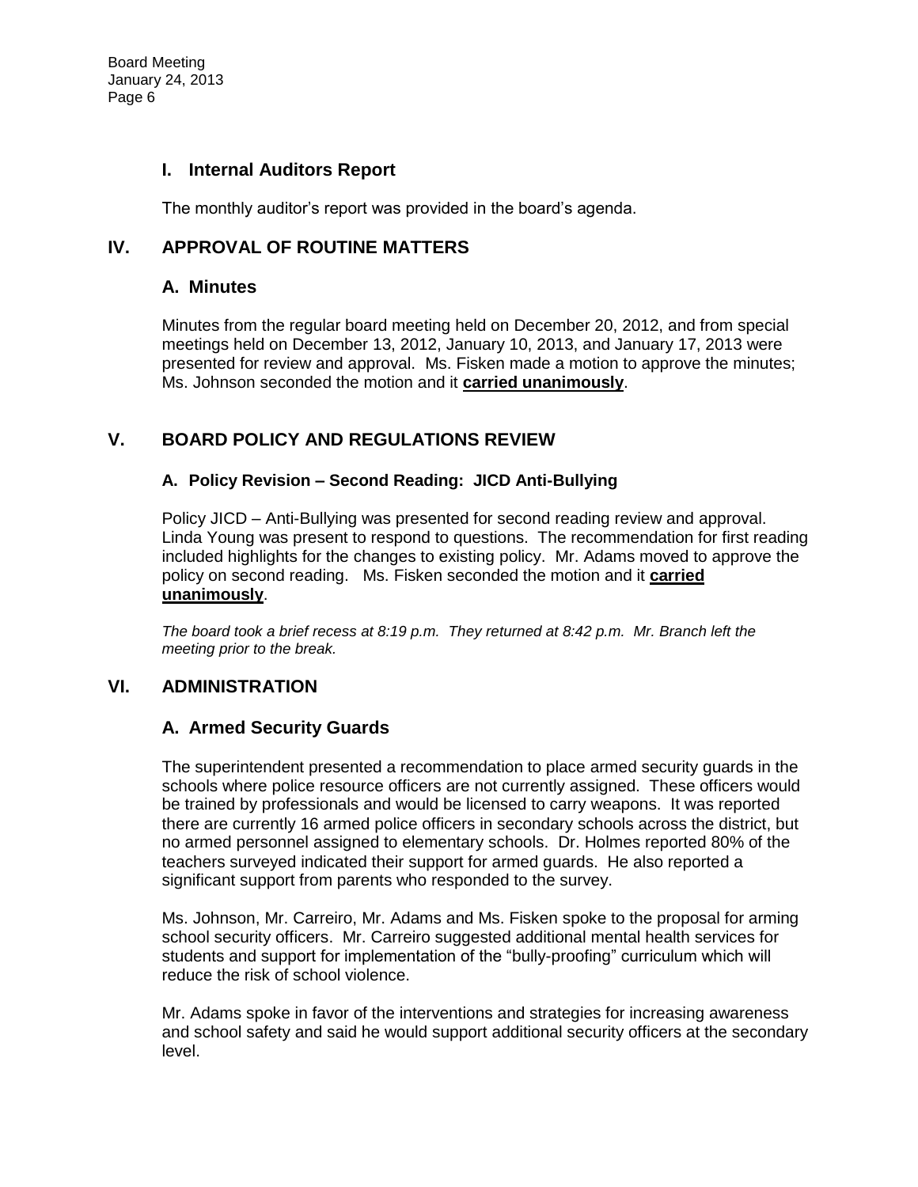### I. Internal Auditors Report

The monthly auditor's report was provided in the board's agenda.

## IV. APPROVAL OF ROUTINE MATTERS

### A. Minutes

Minutes from the regular board meeting held on December 20, 2012, and from special meetings held on December 13, 2012, January 10, 2013, and January 17, 2013 were presented for review and approval. Ms. Fisken made a motion to approve the minutes; Ms. Johnson seconded the motion and it **carried unanimously**.

## V. BOARD POLICY AND REGULATIONS REVIEW

#### A. Policy Revision – Second Reading: JICD Anti-Bullying

Policy JICD – Anti-Bullying was presented for second reading review and approval. Linda Young was present to respond to questions. The recommendation for first reading included highlights for the changes to existing policy. Mr. Adams moved to approve the policy on second reading. Ms. Fisken seconded the motion and it **carried unanimously**.

*The board took a brief recess at 8:19 p.m. They returned at 8:42 p.m. Mr. Branch left the meeting prior to the break.*

## VI. ADMINISTRATION

### A. Armed Security Guards

The superintendent presented a recommendation to place armed security guards in the schools where police resource officers are not currently assigned. These officers would be trained by professionals and would be licensed to carry weapons. It was reported there are currently 16 armed police officers in secondary schools across the district, but no armed personnel assigned to elementary schools. Dr. Holmes reported 80% of the teachers surveyed indicated their support for armed guards. He also reported a significant support from parents who responded to the survey.

Ms. Johnson, Mr. Carreiro, Mr. Adams and Ms. Fisken spoke to the proposal for arming school security officers. Mr. Carreiro suggested additional mental health services for students and support for implementation of the "bully-proofing" curriculum which will reduce the risk of school violence.

Mr. Adams spoke in favor of the interventions and strategies for increasing awareness and school safety and said he would support additional security officers at the secondary level.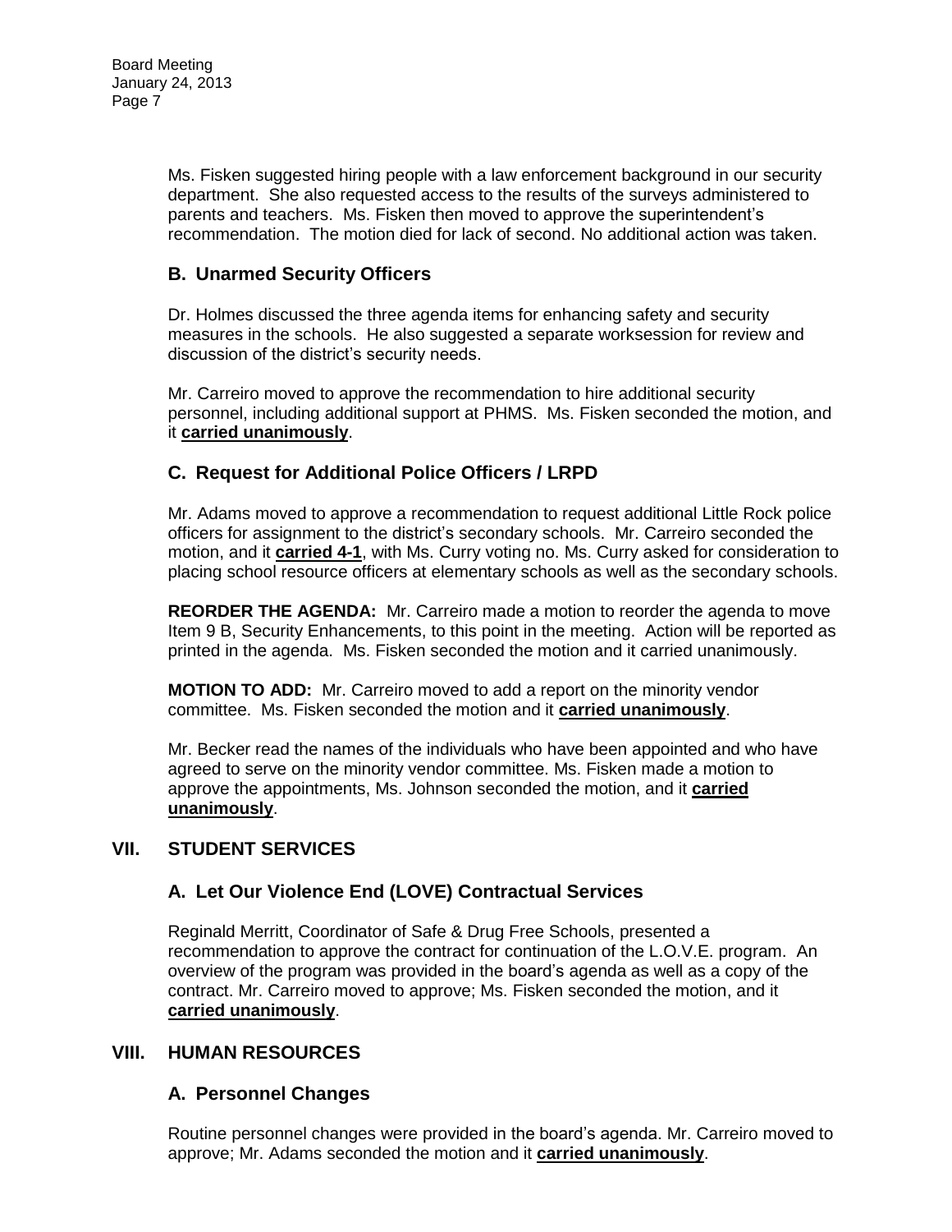Ms. Fisken suggested hiring people with a law enforcement background in our security department. She also requested access to the results of the surveys administered to parents and teachers. Ms. Fisken then moved to approve the superintendent's recommendation. The motion died for lack of second. No additional action was taken.

### B. Unarmed Security Officers

Dr. Holmes discussed the three agenda items for enhancing safety and security measures in the schools. He also suggested a separate worksession for review and discussion of the district's security needs.

Mr. Carreiro moved to approve the recommendation to hire additional security personnel, including additional support at PHMS. Ms. Fisken seconded the motion, and it **carried unanimously**.

### C. Request for Additional Police Officers / LRPD

Mr. Adams moved to approve a recommendation to request additional Little Rock police officers for assignment to the district's secondary schools. Mr. Carreiro seconded the motion, and it **carried 4-1**, with Ms. Curry voting no. Ms. Curry asked for consideration to placing school resource officers at elementary schools as well as the secondary schools.

**REORDER THE AGENDA:** Mr. Carreiro made a motion to reorder the agenda to move Item 9 B, Security Enhancements, to this point in the meeting. Action will be reported as printed in the agenda. Ms. Fisken seconded the motion and it carried unanimously.

**MOTION TO ADD:** Mr. Carreiro moved to add a report on the minority vendor committee. Ms. Fisken seconded the motion and it **carried unanimously**.

Mr. Becker read the names of the individuals who have been appointed and who have agreed to serve on the minority vendor committee. Ms. Fisken made a motion to approve the appointments, Ms. Johnson seconded the motion, and it **carried unanimously**.

## VII. STUDENT SERVICES

### A. Let Our Violence End (LOVE) Contractual Services

Reginald Merritt, Coordinator of Safe & Drug Free Schools, presented a recommendation to approve the contract for continuation of the L.O.V.E. program. An overview of the program was provided in the board's agenda as well as a copy of the contract. Mr. Carreiro moved to approve; Ms. Fisken seconded the motion, and it **carried unanimously**.

## VIII. HUMAN RESOURCES

### A. Personnel Changes

Routine personnel changes were provided in the board's agenda. Mr. Carreiro moved to approve; Mr. Adams seconded the motion and it **carried unanimously**.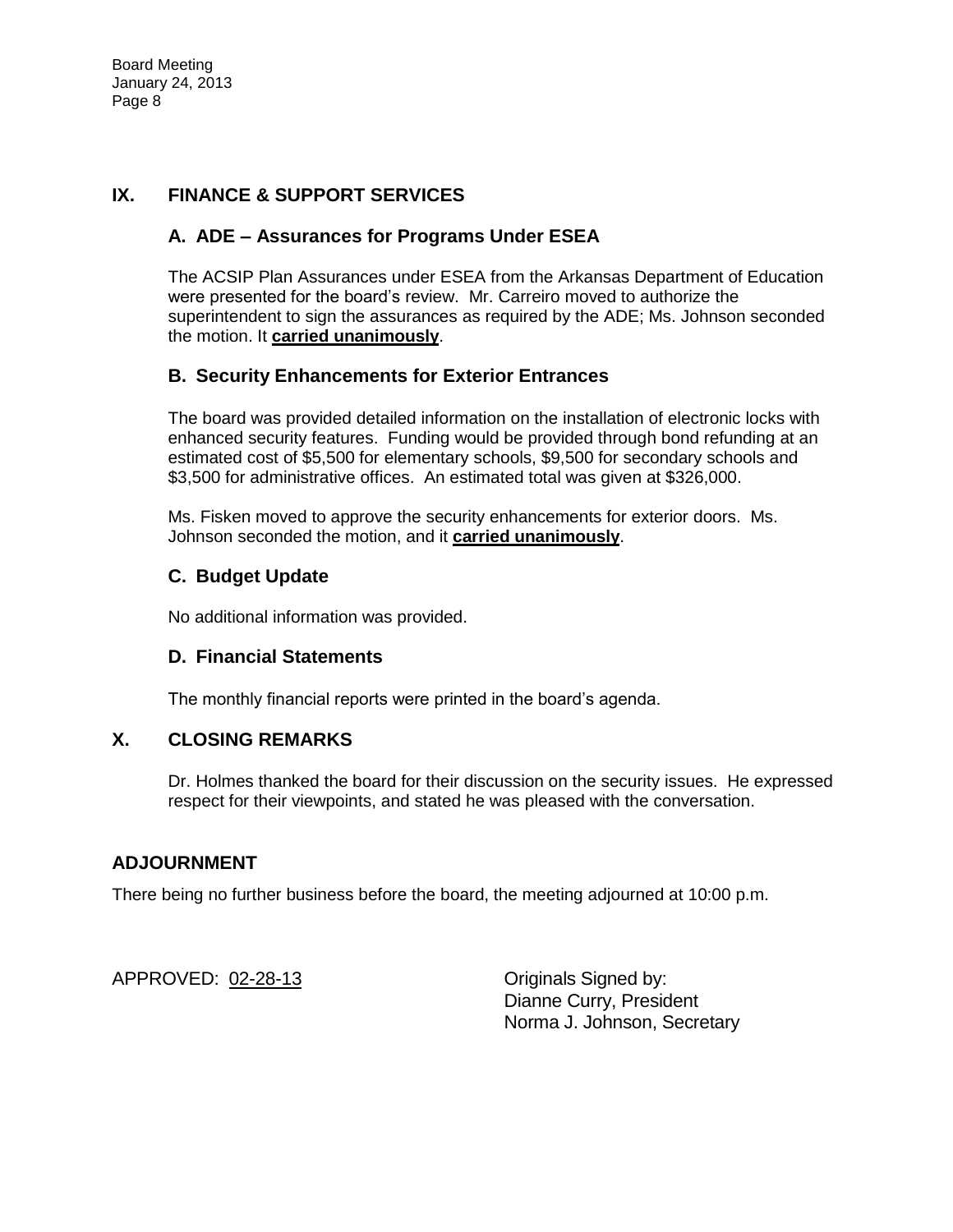## IX. FINANCE & SUPPORT SERVICES

### A. ADE – Assurances for Programs Under ESEA

The ACSIP Plan Assurances under ESEA from the Arkansas Department of Education were presented for the board's review. Mr. Carreiro moved to authorize the superintendent to sign the assurances as required by the ADE; Ms. Johnson seconded the motion. It **carried unanimously**.

### B. Security Enhancements for Exterior Entrances

The board was provided detailed information on the installation of electronic locks with enhanced security features. Funding would be provided through bond refunding at an estimated cost of $5,500 for elementary schools, $9,500 for secondary schools and $3,500 for administrative offices. An estimated total was given at $326,000.

Ms. Fisken moved to approve the security enhancements for exterior doors. Ms. Johnson seconded the motion, and it **carried unanimously**.

### C. Budget Update

No additional information was provided.

### D. Financial Statements

The monthly financial reports were printed in the board's agenda.

## X. CLOSING REMARKS

Dr. Holmes thanked the board for their discussion on the security issues. He expressed respect for their viewpoints, and stated he was pleased with the conversation.

## ADJOURNMENT

There being no further business before the board, the meeting adjourned at 10:00 p.m.

APPROVED: 02-28-13

Originals Signed by:
Dianne Curry, President
Norma J. Johnson, Secretary